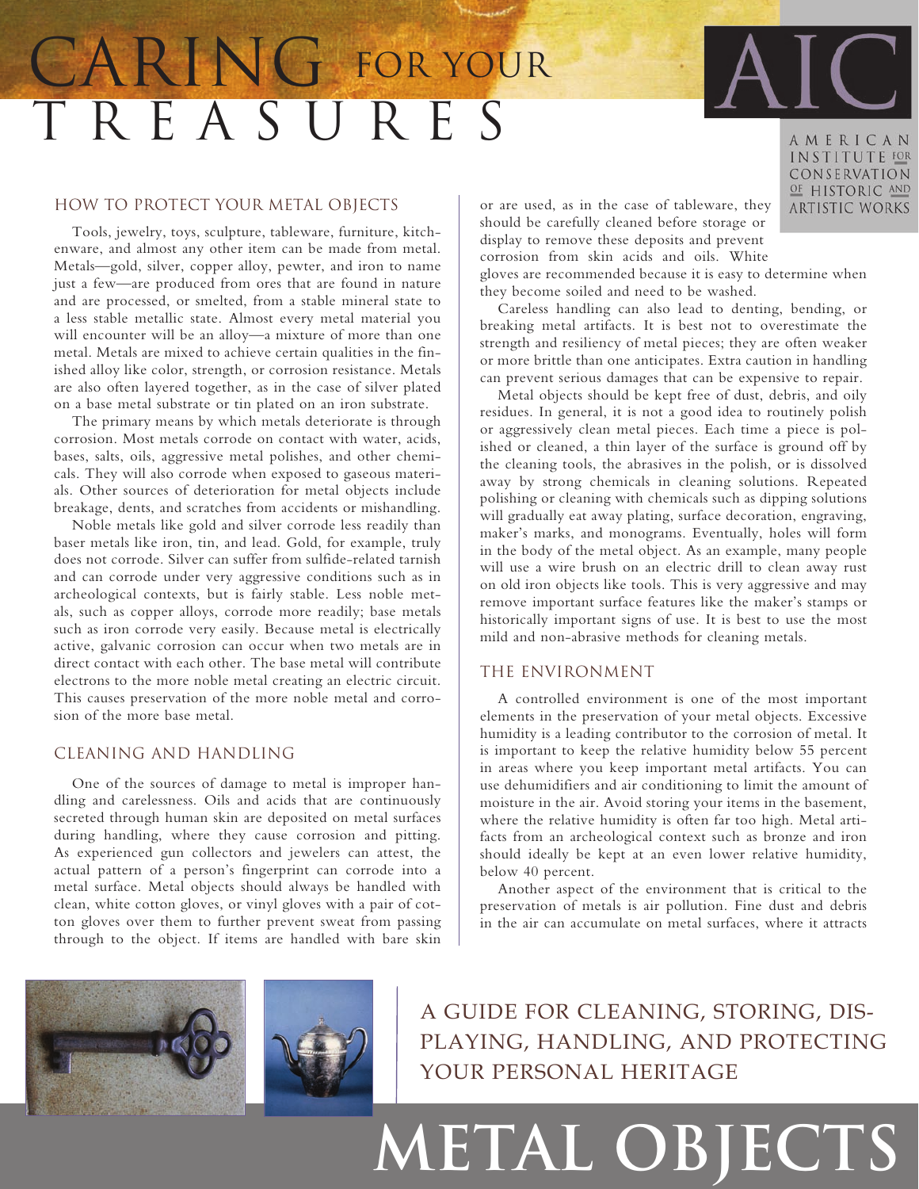# CARING FOR YOUR TREASURES

AMERICAN INSTITUTE FOR CONSERVATION OF HISTORIC AND ARTISTIC WORKS

## HOW TO PROTECT YOUR METAL OBJECTS

Tools, jewelry, toys, sculpture, tableware, furniture, kitchenware, and almost any other item can be made from metal. Metals—gold, silver, copper alloy, pewter, and iron to name just a few—are produced from ores that are found in nature and are processed, or smelted, from a stable mineral state to a less stable metallic state. Almost every metal material you will encounter will be an alloy—a mixture of more than one metal. Metals are mixed to achieve certain qualities in the finished alloy like color, strength, or corrosion resistance. Metals are also often layered together, as in the case of silver plated on a base metal substrate or tin plated on an iron substrate.

The primary means by which metals deteriorate is through corrosion. Most metals corrode on contact with water, acids, bases, salts, oils, aggressive metal polishes, and other chemicals. They will also corrode when exposed to gaseous materials. Other sources of deterioration for metal objects include breakage, dents, and scratches from accidents or mishandling.

Noble metals like gold and silver corrode less readily than baser metals like iron, tin, and lead. Gold, for example, truly does not corrode. Silver can suffer from sulfide-related tarnish and can corrode under very aggressive conditions such as in archeological contexts, but is fairly stable. Less noble metals, such as copper alloys, corrode more readily; base metals such as iron corrode very easily. Because metal is electrically active, galvanic corrosion can occur when two metals are in direct contact with each other. The base metal will contribute electrons to the more noble metal creating an electric circuit. This causes preservation of the more noble metal and corrosion of the more base metal.

## CLEANING AND HANDLING

One of the sources of damage to metal is improper handling and carelessness. Oils and acids that are continuously secreted through human skin are deposited on metal surfaces during handling, where they cause corrosion and pitting. As experienced gun collectors and jewelers can attest, the actual pattern of a person's fingerprint can corrode into a metal surface. Metal objects should always be handled with clean, white cotton gloves, or vinyl gloves with a pair of cotton gloves over them to further prevent sweat from passing through to the object. If items are handled with bare skin or are used, as in the case of tableware, they should be carefully cleaned before storage or display to remove these deposits and prevent corrosion from skin acids and oils. White gloves are recommended because it is easy to determine when they become soiled and need to be washed.

Careless handling can also lead to denting, bending, or breaking metal artifacts. It is best not to overestimate the strength and resiliency of metal pieces; they are often weaker or more brittle than one anticipates. Extra caution in handling can prevent serious damages that can be expensive to repair.

Metal objects should be kept free of dust, debris, and oily residues. In general, it is not a good idea to routinely polish or aggressively clean metal pieces. Each time a piece is polished or cleaned, a thin layer of the surface is ground off by the cleaning tools, the abrasives in the polish, or is dissolved away by strong chemicals in cleaning solutions. Repeated polishing or cleaning with chemicals such as dipping solutions will gradually eat away plating, surface decoration, engraving, maker's marks, and monograms. Eventually, holes will form in the body of the metal object. As an example, many people will use a wire brush on an electric drill to clean away rust on old iron objects like tools. This is very aggressive and may remove important surface features like the maker's stamps or historically important signs of use. It is best to use the most mild and non-abrasive methods for cleaning metals.

## THE ENVIRONMENT

A controlled environment is one of the most important elements in the preservation of your metal objects. Excessive humidity is a leading contributor to the corrosion of metal. It is important to keep the relative humidity below 55 percent in areas where you keep important metal artifacts. You can use dehumidifiers and air conditioning to limit the amount of moisture in the air. Avoid storing your items in the basement, where the relative humidity is often far too high. Metal artifacts from an archeological context such as bronze and iron should ideally be kept at an even lower relative humidity, below 40 percent.

Another aspect of the environment that is critical to the preservation of metals is air pollution. Fine dust and debris in the air can accumulate on metal surfaces, where it attracts

A GUIDE FOR CLEANING, STORING, DISPLAYING, HANDLING, AND PROTECTING YOUR PERSONAL HERITAGE

# METAL OBJECTS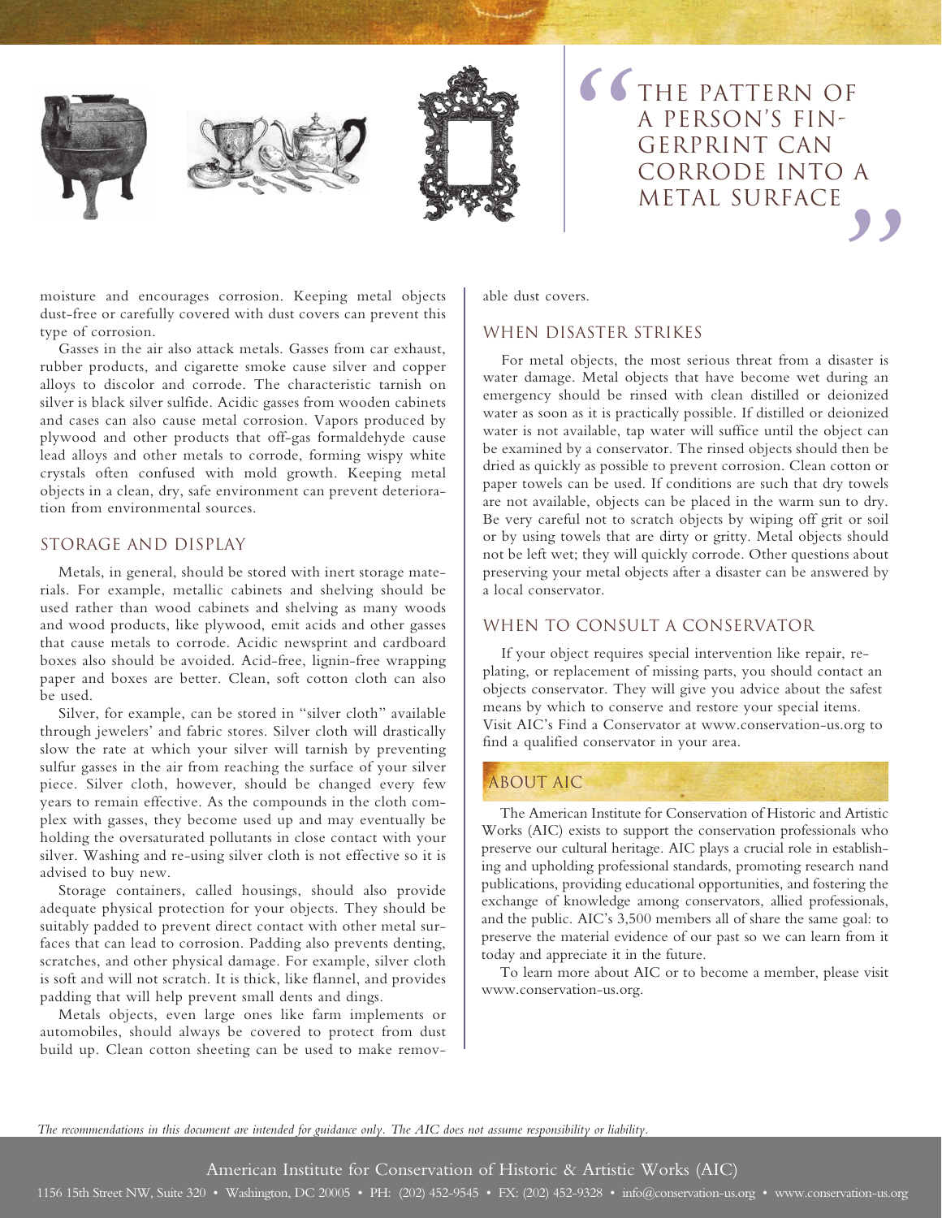> "THE PATTERN OF A PERSON'S FINGERPRINT CAN CORRODE INTO A METAL SURFACE"

moisture and encourages corrosion. Keeping metal objects dust-free or carefully covered with dust covers can prevent this type of corrosion.

Gasses in the air also attack metals. Gasses from car exhaust, rubber products, and cigarette smoke cause silver and copper alloys to discolor and corrode. The characteristic tarnish on silver is black silver sulfide. Acidic gasses from wooden cabinets and cases can also cause metal corrosion. Vapors produced by plywood and other products that off-gas formaldehyde cause lead alloys and other metals to corrode, forming wispy white crystals often confused with mold growth. Keeping metal objects in a clean, dry, safe environment can prevent deterioration from environmental sources.

## STORAGE AND DISPLAY

Metals, in general, should be stored with inert storage materials. For example, metallic cabinets and shelving should be used rather than wood cabinets and shelving as many woods and wood products, like plywood, emit acids and other gasses that cause metals to corrode. Acidic newsprint and cardboard boxes also should be avoided. Acid-free, lignin-free wrapping paper and boxes are better. Clean, soft cotton cloth can also be used.

Silver, for example, can be stored in "silver cloth" available through jewelers' and fabric stores. Silver cloth will drastically slow the rate at which your silver will tarnish by preventing sulfur gasses in the air from reaching the surface of your silver piece. Silver cloth, however, should be changed every few years to remain effective. As the compounds in the cloth complex with gasses, they become used up and may eventually be holding the oversaturated pollutants in close contact with your silver. Washing and re-using silver cloth is not effective so it is advised to buy new.

Storage containers, called housings, should also provide adequate physical protection for your objects. They should be suitably padded to prevent direct contact with other metal surfaces that can lead to corrosion. Padding also prevents denting, scratches, and other physical damage. For example, silver cloth is soft and will not scratch. It is thick, like flannel, and provides padding that will help prevent small dents and dings.

Metals objects, even large ones like farm implements or automobiles, should always be covered to protect from dust build up. Clean cotton sheeting can be used to make removable dust covers.

## WHEN DISASTER STRIKES

For metal objects, the most serious threat from a disaster is water damage. Metal objects that have become wet during an emergency should be rinsed with clean distilled or deionized water as soon as it is practically possible. If distilled or deionized water is not available, tap water will suffice until the object can be examined by a conservator. The rinsed objects should then be dried as quickly as possible to prevent corrosion. Clean cotton or paper towels can be used. If conditions are such that dry towels are not available, objects can be placed in the warm sun to dry. Be very careful not to scratch objects by wiping off grit or soil or by using towels that are dirty or gritty. Metal objects should not be left wet; they will quickly corrode. Other questions about preserving your metal objects after a disaster can be answered by a local conservator.

## WHEN TO CONSULT A CONSERVATOR

If your object requires special intervention like repair, re-plating, or replacement of missing parts, you should contact an objects conservator. They will give you advice about the safest means by which to conserve and restore your special items. Visit AIC's Find a Conservator at www.conservation-us.org to find a qualified conservator in your area.

## ABOUT AIC

The American Institute for Conservation of Historic and Artistic Works (AIC) exists to support the conservation professionals who preserve our cultural heritage. AIC plays a crucial role in establishing and upholding professional standards, promoting research nand publications, providing educational opportunities, and fostering the exchange of knowledge among conservators, allied professionals, and the public. AIC's 3,500 members all of share the same goal: to preserve the material evidence of our past so we can learn from it today and appreciate it in the future.

To learn more about AIC or to become a member, please visit www.conservation-us.org.

*The recommendations in this document are intended for guidance only. The AIC does not assume responsibility or liability.*

American Institute for Conservation of Historic & Artistic Works (AIC)

1156 15th Street NW, Suite 320 • Washington, DC 20005 • PH: (202) 452-9545 • FX: (202) 452-9328 • info@conservation-us.org • www.conservation-us.org